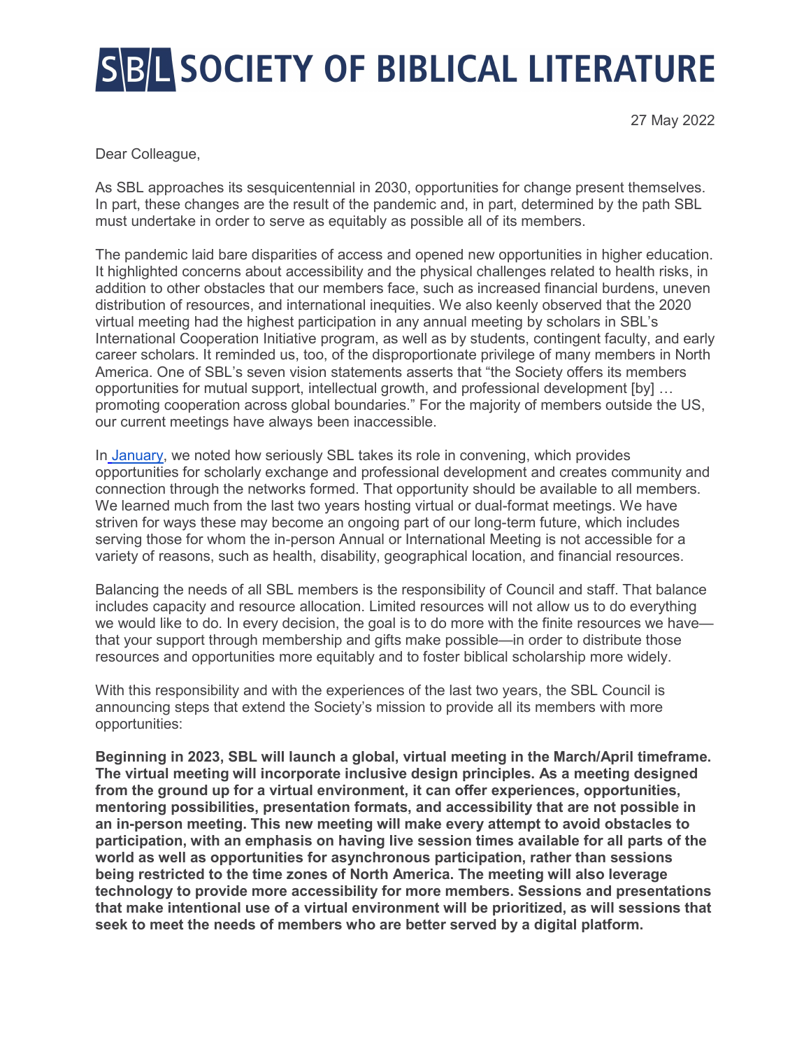# SBL SOCIETY OF BIBLICAL LITERATURE

27 May 2022

Dear Colleague,

As SBL approaches its sesquicentennial in 2030, opportunities for change present themselves. In part, these changes are the result of the pandemic and, in part, determined by the path SBL must undertake in order to serve as equitably as possible all of its members.

The pandemic laid bare disparities of access and opened new opportunities in higher education. It highlighted concerns about accessibility and the physical challenges related to health risks, in addition to other obstacles that our members face, such as increased financial burdens, uneven distribution of resources, and international inequities. We also keenly observed that the 2020 virtual meeting had the highest participation in any annual meeting by scholars in SBL's International Cooperation Initiative program, as well as by students, contingent faculty, and early career scholars. It reminded us, too, of the disproportionate privilege of many members in North America. One of SBL's seven vision statements asserts that "the Society offers its members opportunities for mutual support, intellectual growth, and professional development [by] … promoting cooperation across global boundaries." For the majority of members outside the US, our current meetings have always been inaccessible.

In January, we noted how seriously SBL takes its role in convening, which provides opportunities for scholarly exchange and professional development and creates community and connection through the networks formed. That opportunity should be available to all members. We learned much from the last two years hosting virtual or dual-format meetings. We have striven for ways these may become an ongoing part of our long-term future, which includes serving those for whom the in-person Annual or International Meeting is not accessible for a variety of reasons, such as health, disability, geographical location, and financial resources.

Balancing the needs of all SBL members is the responsibility of Council and staff. That balance includes capacity and resource allocation. Limited resources will not allow us to do everything we would like to do. In every decision, the goal is to do more with the finite resources we have—that your support through membership and gifts make possible—in order to distribute those resources and opportunities more equitably and to foster biblical scholarship more widely.

With this responsibility and with the experiences of the last two years, the SBL Council is announcing steps that extend the Society's mission to provide all its members with more opportunities:

**Beginning in 2023, SBL will launch a global, virtual meeting in the March/April timeframe. The virtual meeting will incorporate inclusive design principles. As a meeting designed from the ground up for a virtual environment, it can offer experiences, opportunities, mentoring possibilities, presentation formats, and accessibility that are not possible in an in-person meeting. This new meeting will make every attempt to avoid obstacles to participation, with an emphasis on having live session times available for all parts of the world as well as opportunities for asynchronous participation, rather than sessions being restricted to the time zones of North America. The meeting will also leverage technology to provide more accessibility for more members. Sessions and presentations that make intentional use of a virtual environment will be prioritized, as will sessions that seek to meet the needs of members who are better served by a digital platform.**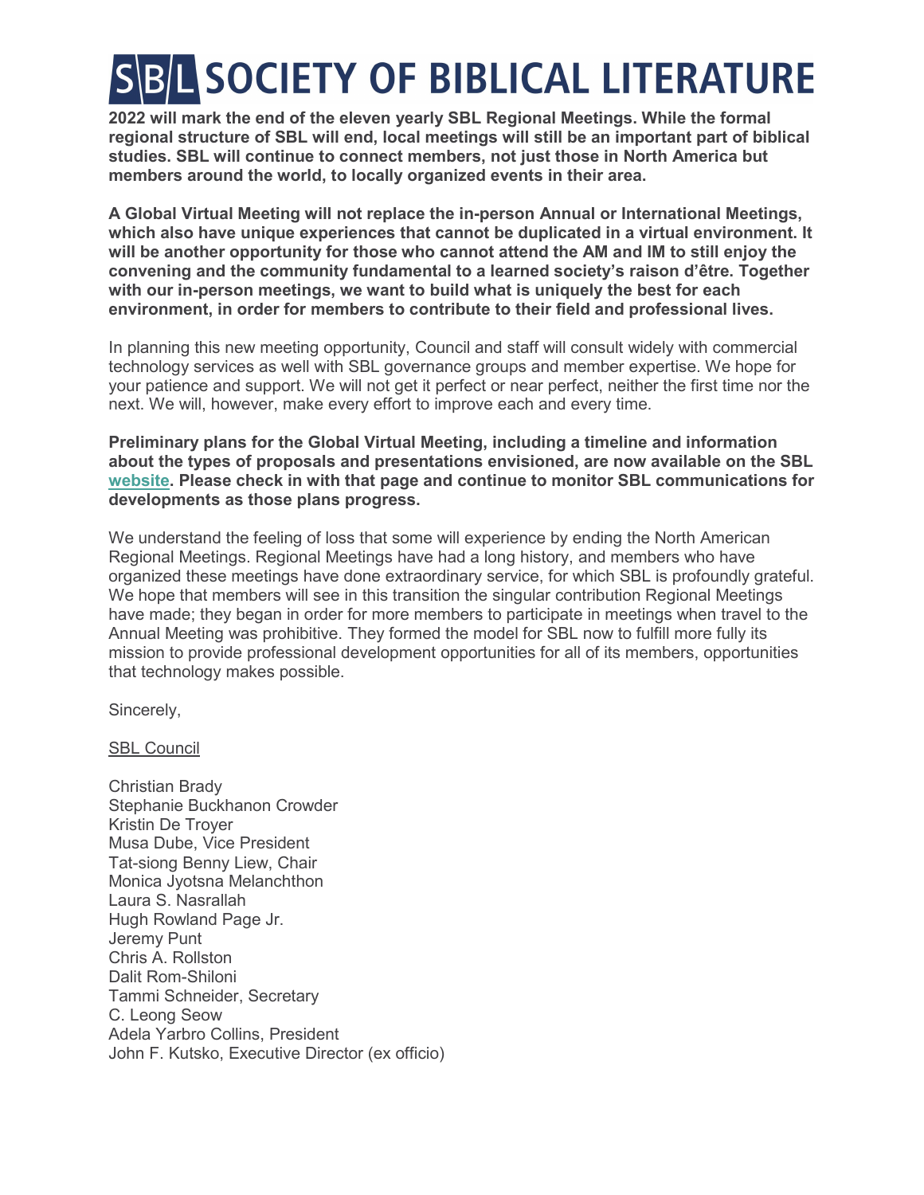# SOCIETY OF BIBLICAL LITERATURE

**2022 will mark the end of the eleven yearly SBL Regional Meetings. While the formal regional structure of SBL will end, local meetings will still be an important part of biblical studies. SBL will continue to connect members, not just those in North America but members around the world, to locally organized events in their area.**

**A Global Virtual Meeting will not replace the in-person Annual or International Meetings, which also have unique experiences that cannot be duplicated in a virtual environment. It will be another opportunity for those who cannot attend the AM and IM to still enjoy the convening and the community fundamental to a learned society's raison d'être. Together with our in-person meetings, we want to build what is uniquely the best for each environment, in order for members to contribute to their field and professional lives.**

In planning this new meeting opportunity, Council and staff will consult widely with commercial technology services as well with SBL governance groups and member expertise. We hope for your patience and support. We will not get it perfect or near perfect, neither the first time nor the next. We will, however, make every effort to improve each and every time.

**Preliminary plans for the Global Virtual Meeting, including a timeline and information about the types of proposals and presentations envisioned, are now available on the SBL website. Please check in with that page and continue to monitor SBL communications for developments as those plans progress.**

We understand the feeling of loss that some will experience by ending the North American Regional Meetings. Regional Meetings have had a long history, and members who have organized these meetings have done extraordinary service, for which SBL is profoundly grateful. We hope that members will see in this transition the singular contribution Regional Meetings have made; they began in order for more members to participate in meetings when travel to the Annual Meeting was prohibitive. They formed the model for SBL now to fulfill more fully its mission to provide professional development opportunities for all of its members, opportunities that technology makes possible.

Sincerely,

SBL Council

Christian Brady
Stephanie Buckhanon Crowder
Kristin De Troyer
Musa Dube, Vice President
Tat-siong Benny Liew, Chair
Monica Jyotsna Melanchthon
Laura S. Nasrallah
Hugh Rowland Page Jr.
Jeremy Punt
Chris A. Rollston
Dalit Rom-Shiloni
Tammi Schneider, Secretary
C. Leong Seow
Adela Yarbro Collins, President
John F. Kutsko, Executive Director (ex officio)